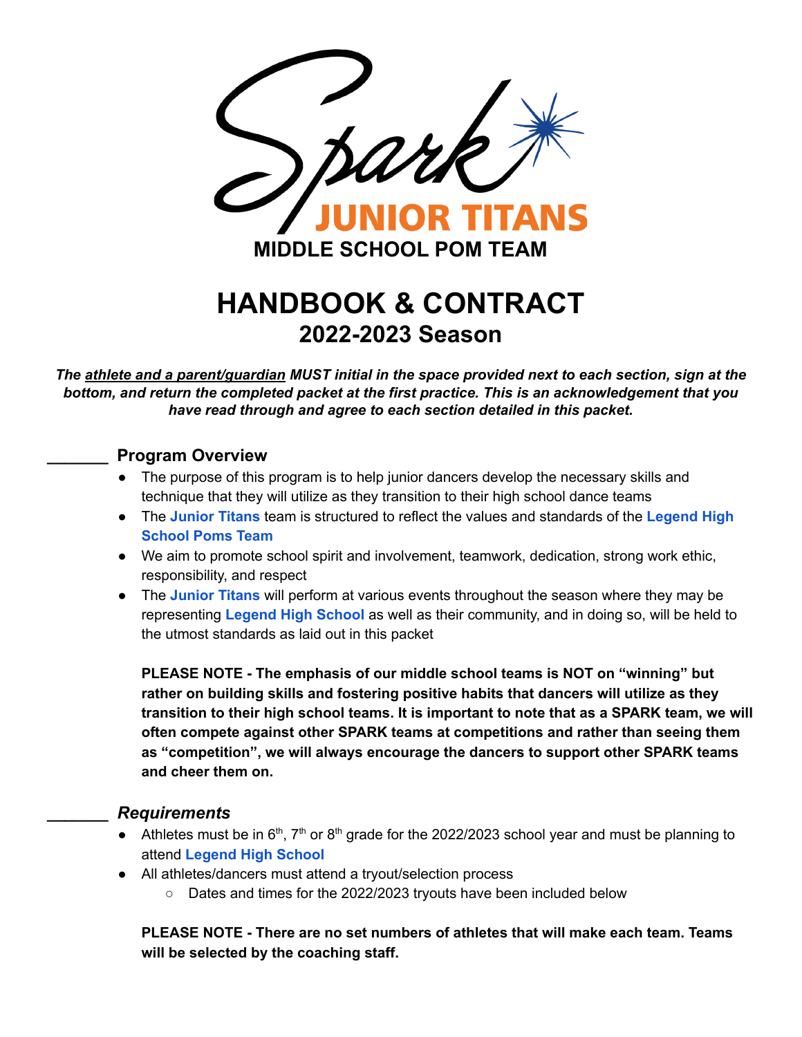Spark

JUNIOR TITANS

MIDDLE SCHOOL POM TEAM

# HANDBOOK & CONTRACT
## 2022-2023 Season

***The athlete and a parent/guardian MUST initial in the space provided next to each section, sign at the bottom, and return the completed packet at the first practice. This is an acknowledgement that you have read through and agree to each section detailed in this packet.***

### _______ Program Overview

- The purpose of this program is to help junior dancers develop the necessary skills and technique that they will utilize as they transition to their high school dance teams
- The **Junior Titans** team is structured to reflect the values and standards of the **Legend High School Poms Team**
- We aim to promote school spirit and involvement, teamwork, dedication, strong work ethic, responsibility, and respect
- The **Junior Titans** will perform at various events throughout the season where they may be representing **Legend High School** as well as their community, and in doing so, will be held to the utmost standards as laid out in this packet

**PLEASE NOTE - The emphasis of our middle school teams is NOT on "winning" but rather on building skills and fostering positive habits that dancers will utilize as they transition to their high school teams. It is important to note that as a SPARK team, we will often compete against other SPARK teams at competitions and rather than seeing them as "competition", we will always encourage the dancers to support other SPARK teams and cheer them on.**

### _______ *Requirements*

- Athletes must be in 6th, 7th or 8th grade for the 2022/2023 school year and must be planning to attend **Legend High School**
- All athletes/dancers must attend a tryout/selection process
  - Dates and times for the 2022/2023 tryouts have been included below

**PLEASE NOTE - There are no set numbers of athletes that will make each team. Teams will be selected by the coaching staff.**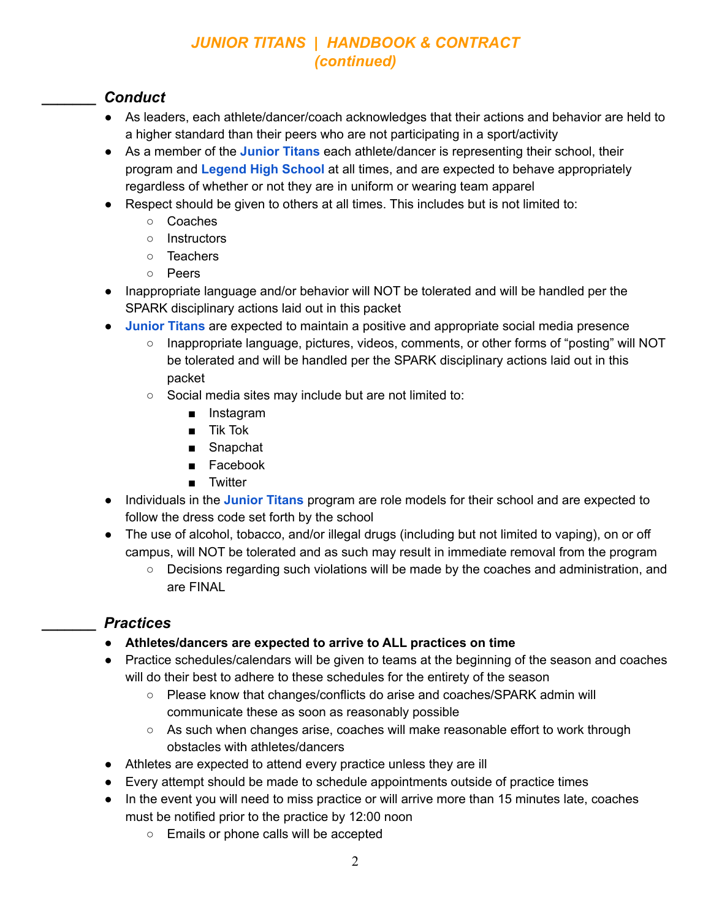# *JUNIOR TITANS | HANDBOOK & CONTRACT (continued)*

_______ ***Conduct***

- As leaders, each athlete/dancer/coach acknowledges that their actions and behavior are held to a higher standard than their peers who are not participating in a sport/activity
- As a member of the **Junior Titans** each athlete/dancer is representing their school, their program and **Legend High School** at all times, and are expected to behave appropriately regardless of whether or not they are in uniform or wearing team apparel
- Respect should be given to others at all times. This includes but is not limited to:
  - Coaches
  - Instructors
  - Teachers
  - Peers
- Inappropriate language and/or behavior will NOT be tolerated and will be handled per the SPARK disciplinary actions laid out in this packet
- **Junior Titans** are expected to maintain a positive and appropriate social media presence
  - Inappropriate language, pictures, videos, comments, or other forms of "posting" will NOT be tolerated and will be handled per the SPARK disciplinary actions laid out in this packet
  - Social media sites may include but are not limited to:
    - Instagram
    - Tik Tok
    - Snapchat
    - Facebook
    - Twitter
- Individuals in the **Junior Titans** program are role models for their school and are expected to follow the dress code set forth by the school
- The use of alcohol, tobacco, and/or illegal drugs (including but not limited to vaping), on or off campus, will NOT be tolerated and as such may result in immediate removal from the program
  - Decisions regarding such violations will be made by the coaches and administration, and are FINAL

_______ ***Practices***

- **Athletes/dancers are expected to arrive to ALL practices on time**
- Practice schedules/calendars will be given to teams at the beginning of the season and coaches will do their best to adhere to these schedules for the entirety of the season
  - Please know that changes/conflicts do arise and coaches/SPARK admin will communicate these as soon as reasonably possible
  - As such when changes arise, coaches will make reasonable effort to work through obstacles with athletes/dancers
- Athletes are expected to attend every practice unless they are ill
- Every attempt should be made to schedule appointments outside of practice times
- In the event you will need to miss practice or will arrive more than 15 minutes late, coaches must be notified prior to the practice by 12:00 noon
  - Emails or phone calls will be accepted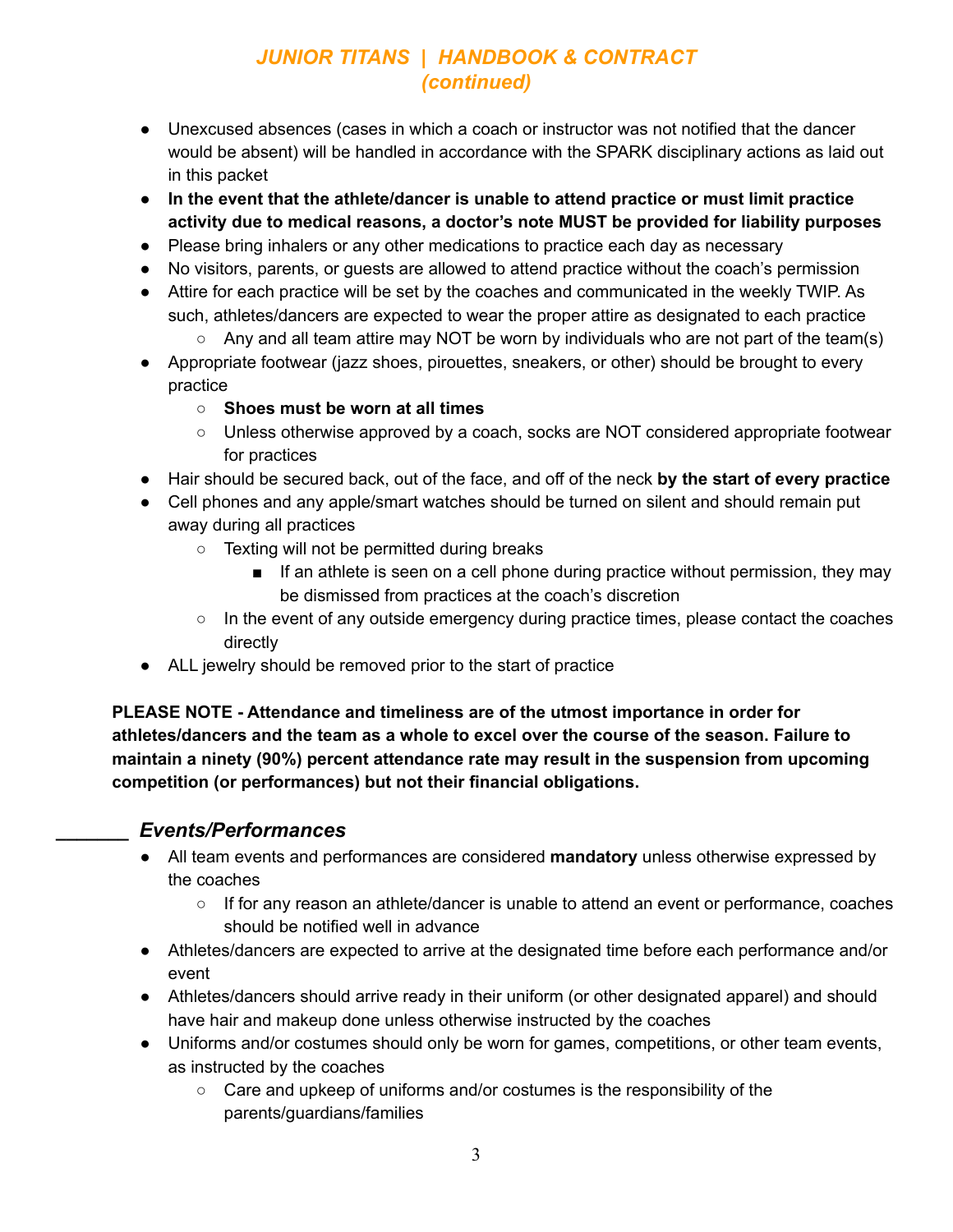- Unexcused absences (cases in which a coach or instructor was not notified that the dancer would be absent) will be handled in accordance with the SPARK disciplinary actions as laid out in this packet
- **In the event that the athlete/dancer is unable to attend practice or must limit practice activity due to medical reasons, a doctor's note MUST be provided for liability purposes**
- Please bring inhalers or any other medications to practice each day as necessary
- No visitors, parents, or guests are allowed to attend practice without the coach's permission
- Attire for each practice will be set by the coaches and communicated in the weekly TWIP. As such, athletes/dancers are expected to wear the proper attire as designated to each practice
  - Any and all team attire may NOT be worn by individuals who are not part of the team(s)
- Appropriate footwear (jazz shoes, pirouettes, sneakers, or other) should be brought to every practice
  - **Shoes must be worn at all times**
  - Unless otherwise approved by a coach, socks are NOT considered appropriate footwear for practices
- Hair should be secured back, out of the face, and off of the neck **by the start of every practice**
- Cell phones and any apple/smart watches should be turned on silent and should remain put away during all practices
  - Texting will not be permitted during breaks
    - If an athlete is seen on a cell phone during practice without permission, they may be dismissed from practices at the coach's discretion
  - In the event of any outside emergency during practice times, please contact the coaches directly
- ALL jewelry should be removed prior to the start of practice

**PLEASE NOTE - Attendance and timeliness are of the utmost importance in order for athletes/dancers and the team as a whole to excel over the course of the season. Failure to maintain a ninety (90%) percent attendance rate may result in the suspension from upcoming competition (or performances) but not their financial obligations.**

## _______ *Events/Performances*

- All team events and performances are considered **mandatory** unless otherwise expressed by the coaches
  - If for any reason an athlete/dancer is unable to attend an event or performance, coaches should be notified well in advance
- Athletes/dancers are expected to arrive at the designated time before each performance and/or event
- Athletes/dancers should arrive ready in their uniform (or other designated apparel) and should have hair and makeup done unless otherwise instructed by the coaches
- Uniforms and/or costumes should only be worn for games, competitions, or other team events, as instructed by the coaches
  - Care and upkeep of uniforms and/or costumes is the responsibility of the parents/guardians/families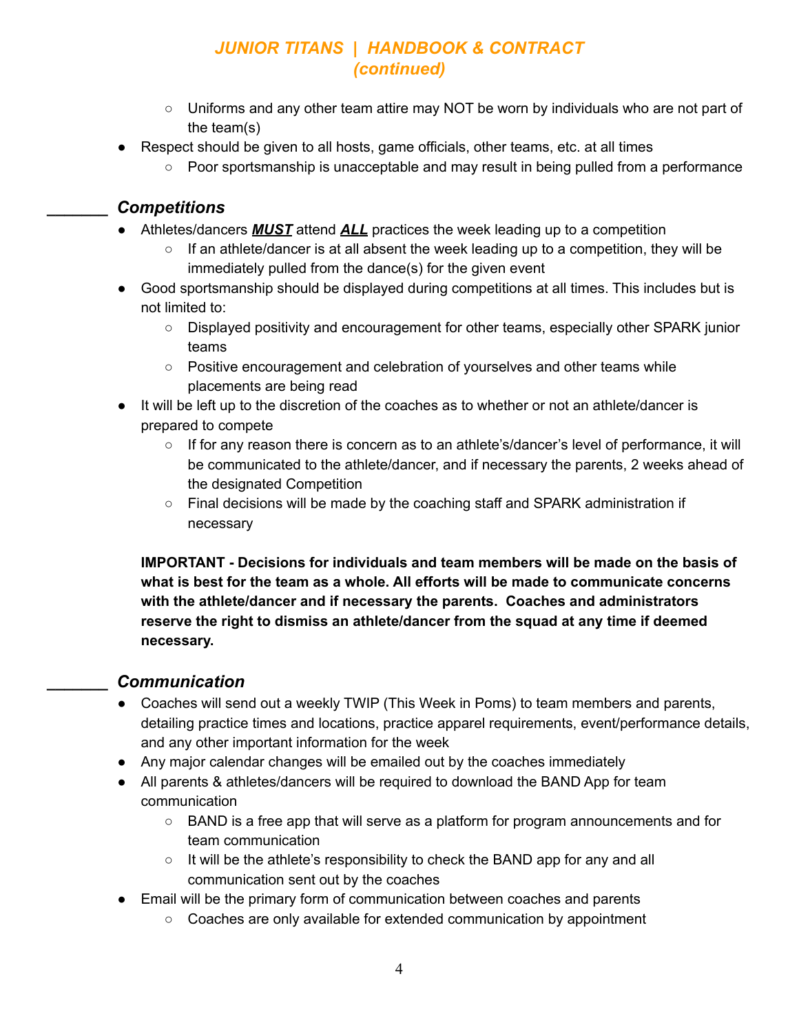- Uniforms and any other team attire may NOT be worn by individuals who are not part of the team(s)
- Respect should be given to all hosts, game officials, other teams, etc. at all times
  - Poor sportsmanship is unacceptable and may result in being pulled from a performance

## _______ *Competitions*

- Athletes/dancers ***MUST*** attend ***ALL*** practices the week leading up to a competition
  - If an athlete/dancer is at all absent the week leading up to a competition, they will be immediately pulled from the dance(s) for the given event
- Good sportsmanship should be displayed during competitions at all times. This includes but is not limited to:
  - Displayed positivity and encouragement for other teams, especially other SPARK junior teams
  - Positive encouragement and celebration of yourselves and other teams while placements are being read
- It will be left up to the discretion of the coaches as to whether or not an athlete/dancer is prepared to compete
  - If for any reason there is concern as to an athlete's/dancer's level of performance, it will be communicated to the athlete/dancer, and if necessary the parents, 2 weeks ahead of the designated Competition
  - Final decisions will be made by the coaching staff and SPARK administration if necessary

**IMPORTANT - Decisions for individuals and team members will be made on the basis of what is best for the team as a whole. All efforts will be made to communicate concerns with the athlete/dancer and if necessary the parents. Coaches and administrators reserve the right to dismiss an athlete/dancer from the squad at any time if deemed necessary.**

## _______ *Communication*

- Coaches will send out a weekly TWIP (This Week in Poms) to team members and parents, detailing practice times and locations, practice apparel requirements, event/performance details, and any other important information for the week
- Any major calendar changes will be emailed out by the coaches immediately
- All parents & athletes/dancers will be required to download the BAND App for team communication
  - BAND is a free app that will serve as a platform for program announcements and for team communication
  - It will be the athlete's responsibility to check the BAND app for any and all communication sent out by the coaches
- Email will be the primary form of communication between coaches and parents
  - Coaches are only available for extended communication by appointment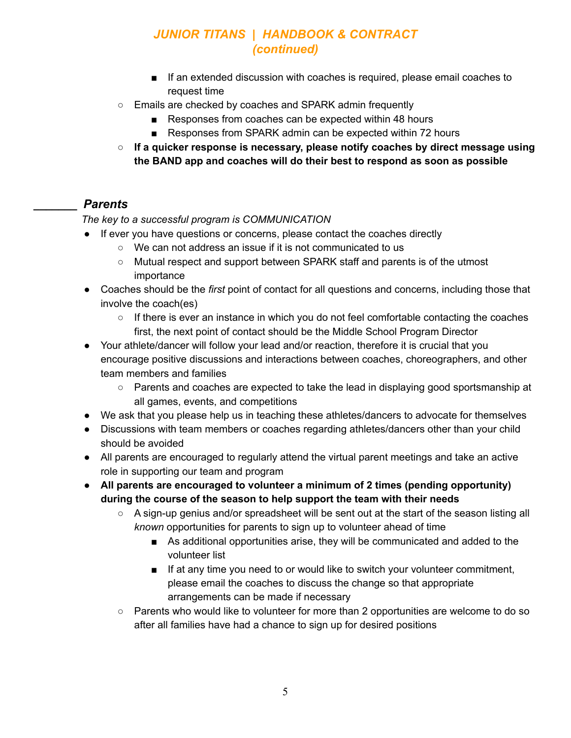- If an extended discussion with coaches is required, please email coaches to request time
  - Emails are checked by coaches and SPARK admin frequently
    - Responses from coaches can be expected within 48 hours
    - Responses from SPARK admin can be expected within 72 hours
  - **If a quicker response is necessary, please notify coaches by direct message using the BAND app and coaches will do their best to respond as soon as possible**

_______ ***Parents***

*The key to a successful program is COMMUNICATION*

- If ever you have questions or concerns, please contact the coaches directly
  - We can not address an issue if it is not communicated to us
  - Mutual respect and support between SPARK staff and parents is of the utmost importance
- Coaches should be the *first* point of contact for all questions and concerns, including those that involve the coach(es)
  - If there is ever an instance in which you do not feel comfortable contacting the coaches first, the next point of contact should be the Middle School Program Director
- Your athlete/dancer will follow your lead and/or reaction, therefore it is crucial that you encourage positive discussions and interactions between coaches, choreographers, and other team members and families
  - Parents and coaches are expected to take the lead in displaying good sportsmanship at all games, events, and competitions
- We ask that you please help us in teaching these athletes/dancers to advocate for themselves
- Discussions with team members or coaches regarding athletes/dancers other than your child should be avoided
- All parents are encouraged to regularly attend the virtual parent meetings and take an active role in supporting our team and program
- **All parents are encouraged to volunteer a minimum of 2 times (pending opportunity) during the course of the season to help support the team with their needs**
  - A sign-up genius and/or spreadsheet will be sent out at the start of the season listing all *known* opportunities for parents to sign up to volunteer ahead of time
    - As additional opportunities arise, they will be communicated and added to the volunteer list
    - If at any time you need to or would like to switch your volunteer commitment, please email the coaches to discuss the change so that appropriate arrangements can be made if necessary
  - Parents who would like to volunteer for more than 2 opportunities are welcome to do so after all families have had a chance to sign up for desired positions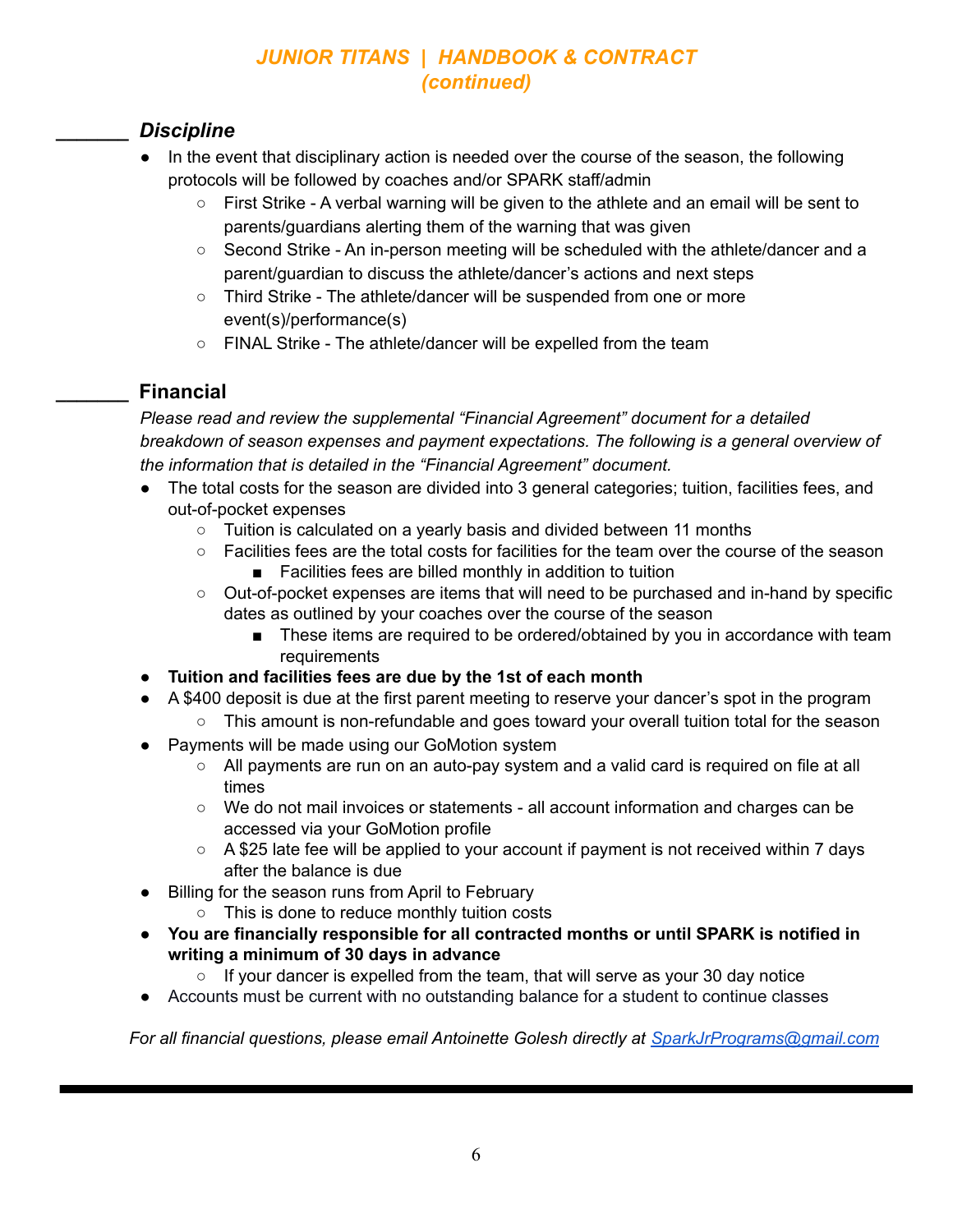## *JUNIOR TITANS | HANDBOOK & CONTRACT*
## *(continued)*

_______ ***Discipline***

- In the event that disciplinary action is needed over the course of the season, the following protocols will be followed by coaches and/or SPARK staff/admin
  - First Strike - A verbal warning will be given to the athlete and an email will be sent to parents/guardians alerting them of the warning that was given
  - Second Strike - An in-person meeting will be scheduled with the athlete/dancer and a parent/guardian to discuss the athlete/dancer's actions and next steps
  - Third Strike - The athlete/dancer will be suspended from one or more event(s)/performance(s)
  - FINAL Strike - The athlete/dancer will be expelled from the team

_______ **Financial**

*Please read and review the supplemental "Financial Agreement" document for a detailed breakdown of season expenses and payment expectations. The following is a general overview of the information that is detailed in the "Financial Agreement" document.*

- The total costs for the season are divided into 3 general categories; tuition, facilities fees, and out-of-pocket expenses
  - Tuition is calculated on a yearly basis and divided between 11 months
  - Facilities fees are the total costs for facilities for the team over the course of the season
    - Facilities fees are billed monthly in addition to tuition
  - Out-of-pocket expenses are items that will need to be purchased and in-hand by specific dates as outlined by your coaches over the course of the season
    - These items are required to be ordered/obtained by you in accordance with team requirements
- **Tuition and facilities fees are due by the 1st of each month**
- A $400 deposit is due at the first parent meeting to reserve your dancer's spot in the program
  - This amount is non-refundable and goes toward your overall tuition total for the season
- Payments will be made using our GoMotion system
  - All payments are run on an auto-pay system and a valid card is required on file at all times
  - We do not mail invoices or statements - all account information and charges can be accessed via your GoMotion profile
  - A $25 late fee will be applied to your account if payment is not received within 7 days after the balance is due
- Billing for the season runs from April to February
  - This is done to reduce monthly tuition costs
- **You are financially responsible for all contracted months or until SPARK is notified in writing a minimum of 30 days in advance**
  - If your dancer is expelled from the team, that will serve as your 30 day notice
- Accounts must be current with no outstanding balance for a student to continue classes

*For all financial questions, please email Antoinette Golesh directly at [SparkJrPrograms@gmail.com](mailto:SparkJrPrograms@gmail.com)*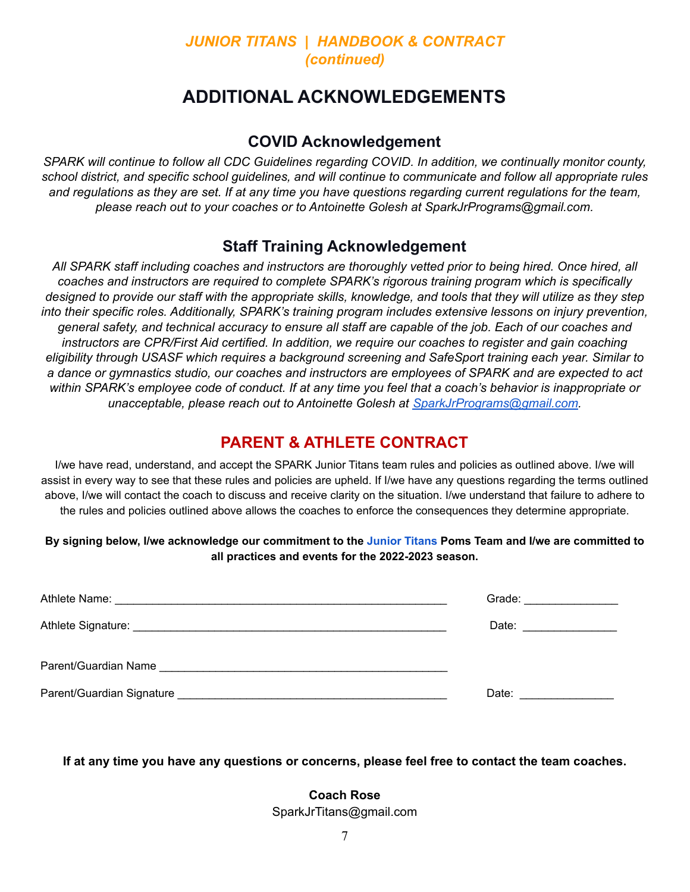*JUNIOR TITANS | HANDBOOK & CONTRACT (continued)*

# ADDITIONAL ACKNOWLEDGEMENTS

## COVID Acknowledgement

*SPARK will continue to follow all CDC Guidelines regarding COVID. In addition, we continually monitor county, school district, and specific school guidelines, and will continue to communicate and follow all appropriate rules and regulations as they are set. If at any time you have questions regarding current regulations for the team, please reach out to your coaches or to Antoinette Golesh at SparkJrPrograms@gmail.com.*

## Staff Training Acknowledgement

*All SPARK staff including coaches and instructors are thoroughly vetted prior to being hired. Once hired, all coaches and instructors are required to complete SPARK's rigorous training program which is specifically designed to provide our staff with the appropriate skills, knowledge, and tools that they will utilize as they step into their specific roles. Additionally, SPARK's training program includes extensive lessons on injury prevention, general safety, and technical accuracy to ensure all staff are capable of the job. Each of our coaches and instructors are CPR/First Aid certified. In addition, we require our coaches to register and gain coaching eligibility through USASF which requires a background screening and SafeSport training each year. Similar to a dance or gymnastics studio, our coaches and instructors are employees of SPARK and are expected to act within SPARK's employee code of conduct. If at any time you feel that a coach's behavior is inappropriate or unacceptable, please reach out to Antoinette Golesh at SparkJrPrograms@gmail.com.*

## PARENT & ATHLETE CONTRACT

I/we have read, understand, and accept the SPARK Junior Titans team rules and policies as outlined above. I/we will assist in every way to see that these rules and policies are upheld. If I/we have any questions regarding the terms outlined above, I/we will contact the coach to discuss and receive clarity on the situation. I/we understand that failure to adhere to the rules and policies outlined above allows the coaches to enforce the consequences they determine appropriate.

**By signing below, I/we acknowledge our commitment to the Junior Titans Poms Team and I/we are committed to all practices and events for the 2022-2023 season.**

Athlete Name: ____________________________________________ Grade: ______________

Athlete Signature: ________________________________________ Date: ______________

Parent/Guardian Name ______________________________________

Parent/Guardian Signature ___________________________________ Date: ______________

**If at any time you have any questions or concerns, please feel free to contact the team coaches.**

**Coach Rose**
SparkJrTitans@gmail.com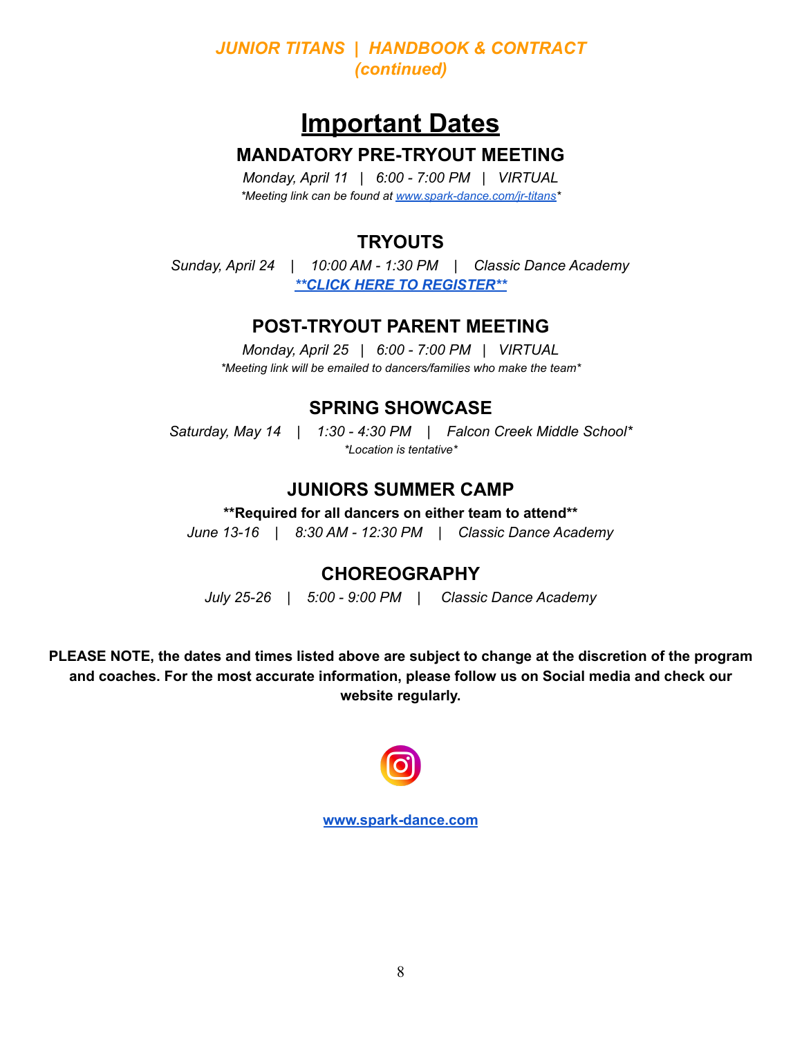# Important Dates

## MANDATORY PRE-TRYOUT MEETING

*Monday, April 11 | 6:00 - 7:00 PM | VIRTUAL*

*\*Meeting link can be found at [www.spark-dance.com/jr-titans](www.spark-dance.com/jr-titans)\**

## TRYOUTS

*Sunday, April 24 | 10:00 AM - 1:30 PM | Classic Dance Academy*

***\*\*CLICK HERE TO REGISTER\*\****

## POST-TRYOUT PARENT MEETING

*Monday, April 25 | 6:00 - 7:00 PM | VIRTUAL*

*\*Meeting link will be emailed to dancers/families who make the team\**

## SPRING SHOWCASE

*Saturday, May 14 | 1:30 - 4:30 PM | Falcon Creek Middle School\**

*\*Location is tentative\**

## JUNIORS SUMMER CAMP

**\*\*Required for all dancers on either team to attend\*\***

*June 13-16 | 8:30 AM - 12:30 PM | Classic Dance Academy*

## CHOREOGRAPHY

*July 25-26 | 5:00 - 9:00 PM | Classic Dance Academy*

**PLEASE NOTE, the dates and times listed above are subject to change at the discretion of the program and coaches. For the most accurate information, please follow us on Social media and check our website regularly.**

[www.spark-dance.com](www.spark-dance.com)